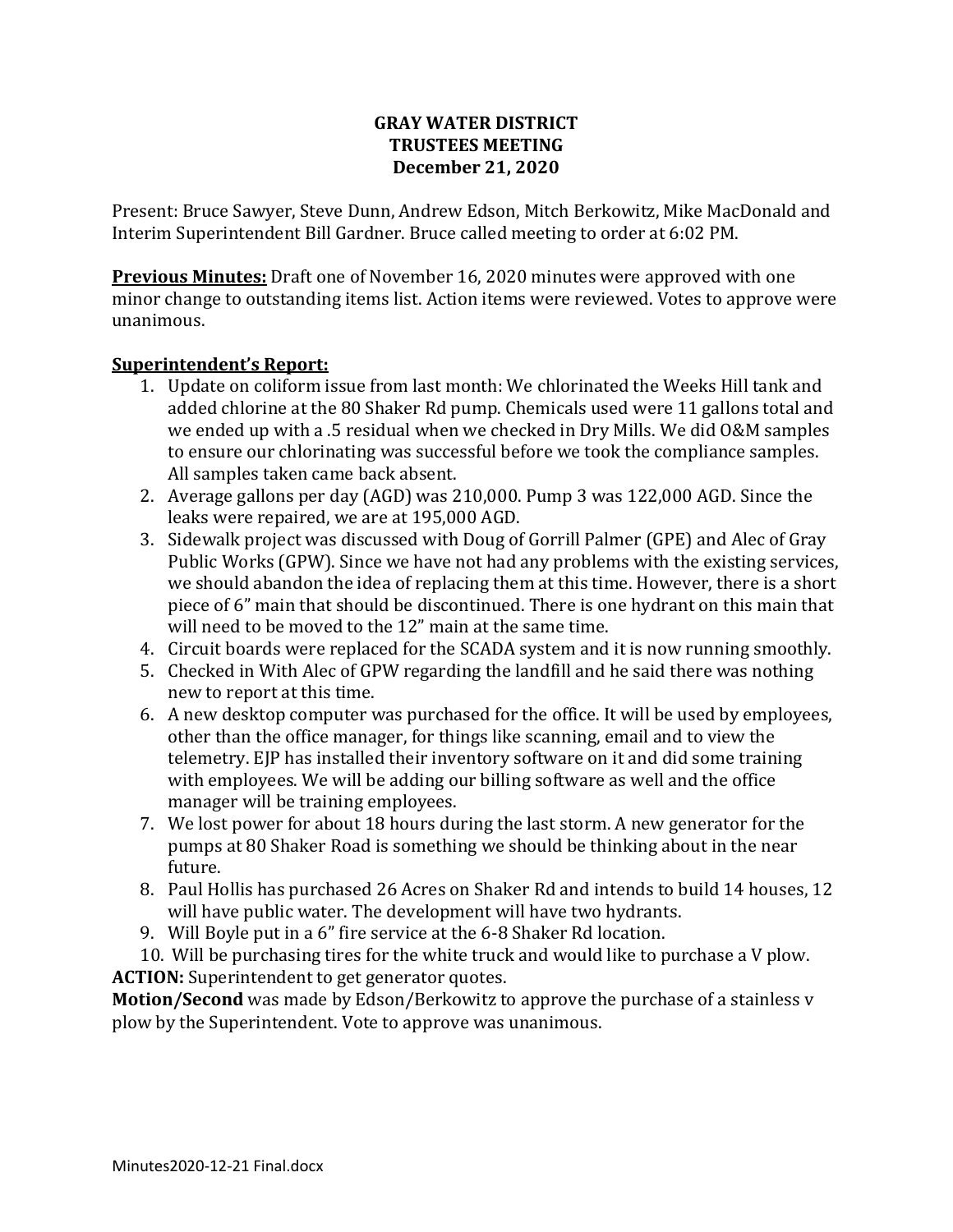**GRAY WATER DISTRICT**
**TRUSTEES MEETING**
**December 21, 2020**

Present: Bruce Sawyer, Steve Dunn, Andrew Edson, Mitch Berkowitz, Mike MacDonald and Interim Superintendent Bill Gardner. Bruce called meeting to order at 6:02 PM.

**Previous Minutes:** Draft one of November 16, 2020 minutes were approved with one minor change to outstanding items list. Action items were reviewed. Votes to approve were unanimous.

**Superintendent's Report:**

1. Update on coliform issue from last month: We chlorinated the Weeks Hill tank and added chlorine at the 80 Shaker Rd pump. Chemicals used were 11 gallons total and we ended up with a .5 residual when we checked in Dry Mills. We did O&M samples to ensure our chlorinating was successful before we took the compliance samples. All samples taken came back absent.
2. Average gallons per day (AGD) was 210,000. Pump 3 was 122,000 AGD. Since the leaks were repaired, we are at 195,000 AGD.
3. Sidewalk project was discussed with Doug of Gorrill Palmer (GPE) and Alec of Gray Public Works (GPW). Since we have not had any problems with the existing services, we should abandon the idea of replacing them at this time. However, there is a short piece of 6" main that should be discontinued. There is one hydrant on this main that will need to be moved to the 12" main at the same time.
4. Circuit boards were replaced for the SCADA system and it is now running smoothly.
5. Checked in With Alec of GPW regarding the landfill and he said there was nothing new to report at this time.
6. A new desktop computer was purchased for the office. It will be used by employees, other than the office manager, for things like scanning, email and to view the telemetry. EJP has installed their inventory software on it and did some training with employees. We will be adding our billing software as well and the office manager will be training employees.
7. We lost power for about 18 hours during the last storm. A new generator for the pumps at 80 Shaker Road is something we should be thinking about in the near future.
8. Paul Hollis has purchased 26 Acres on Shaker Rd and intends to build 14 houses, 12 will have public water. The development will have two hydrants.
9. Will Boyle put in a 6" fire service at the 6-8 Shaker Rd location.
10. Will be purchasing tires for the white truck and would like to purchase a V plow.

**ACTION:** Superintendent to get generator quotes.

**Motion/Second** was made by Edson/Berkowitz to approve the purchase of a stainless v plow by the Superintendent. Vote to approve was unanimous.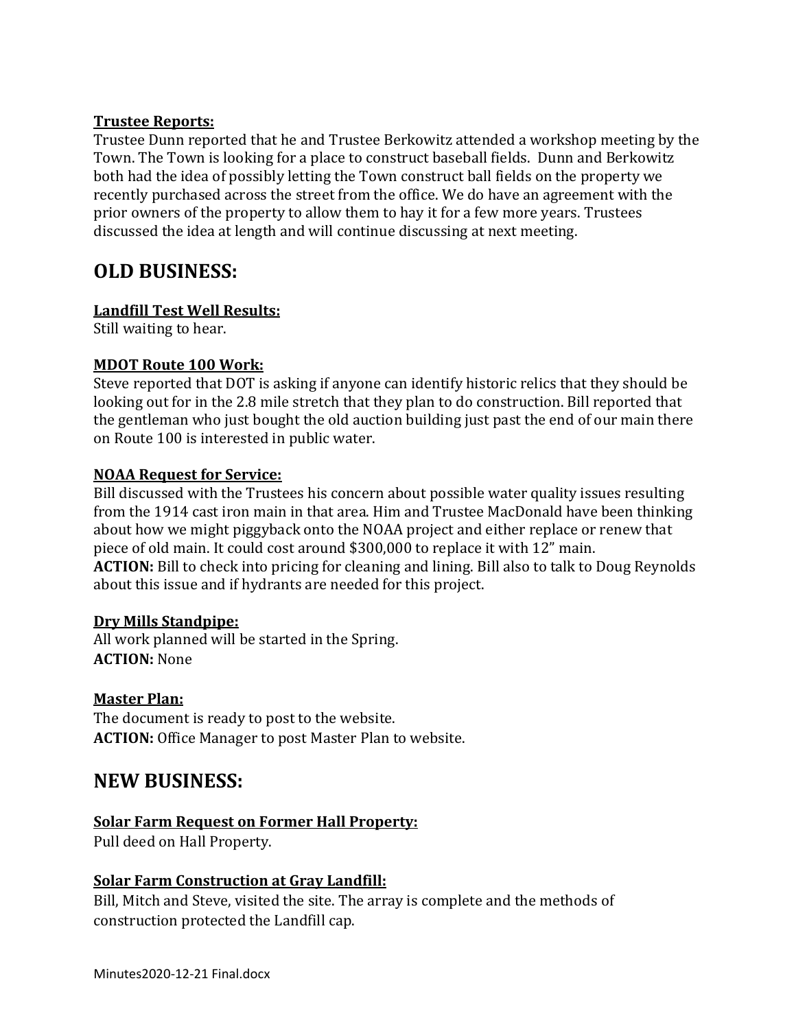**Trustee Reports:**

Trustee Dunn reported that he and Trustee Berkowitz attended a workshop meeting by the Town. The Town is looking for a place to construct baseball fields. Dunn and Berkowitz both had the idea of possibly letting the Town construct ball fields on the property we recently purchased across the street from the office. We do have an agreement with the prior owners of the property to allow them to hay it for a few more years. Trustees discussed the idea at length and will continue discussing at next meeting.

# OLD BUSINESS:

**Landfill Test Well Results:**

Still waiting to hear.

**MDOT Route 100 Work:**

Steve reported that DOT is asking if anyone can identify historic relics that they should be looking out for in the 2.8 mile stretch that they plan to do construction. Bill reported that the gentleman who just bought the old auction building just past the end of our main there on Route 100 is interested in public water.

**NOAA Request for Service:**

Bill discussed with the Trustees his concern about possible water quality issues resulting from the 1914 cast iron main in that area. Him and Trustee MacDonald have been thinking about how we might piggyback onto the NOAA project and either replace or renew that piece of old main. It could cost around $300,000 to replace it with 12" main.

**ACTION:** Bill to check into pricing for cleaning and lining. Bill also to talk to Doug Reynolds about this issue and if hydrants are needed for this project.

**Dry Mills Standpipe:**

All work planned will be started in the Spring.

**ACTION:** None

**Master Plan:**

The document is ready to post to the website.

**ACTION:** Office Manager to post Master Plan to website.

# NEW BUSINESS:

**Solar Farm Request on Former Hall Property:**

Pull deed on Hall Property.

**Solar Farm Construction at Gray Landfill:**

Bill, Mitch and Steve, visited the site. The array is complete and the methods of construction protected the Landfill cap.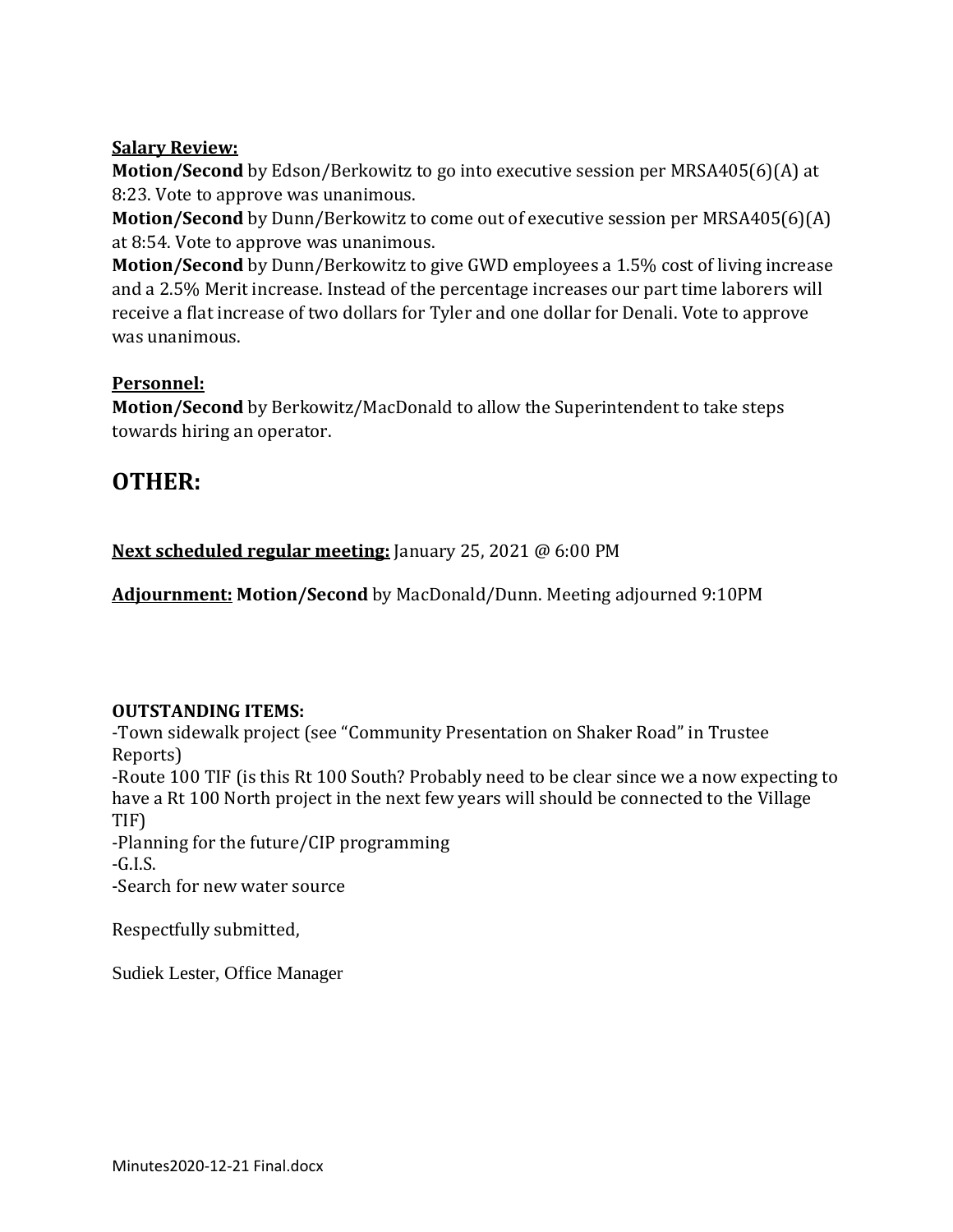**Salary Review:**

**Motion/Second** by Edson/Berkowitz to go into executive session per MRSA405(6)(A) at 8:23. Vote to approve was unanimous.

**Motion/Second** by Dunn/Berkowitz to come out of executive session per MRSA405(6)(A) at 8:54. Vote to approve was unanimous.

**Motion/Second** by Dunn/Berkowitz to give GWD employees a 1.5% cost of living increase and a 2.5% Merit increase. Instead of the percentage increases our part time laborers will receive a flat increase of two dollars for Tyler and one dollar for Denali. Vote to approve was unanimous.

**Personnel:**

**Motion/Second** by Berkowitz/MacDonald to allow the Superintendent to take steps towards hiring an operator.

## OTHER:

**Next scheduled regular meeting:** January 25, 2021 @ 6:00 PM

**Adjournment:** **Motion/Second** by MacDonald/Dunn. Meeting adjourned 9:10PM

**OUTSTANDING ITEMS:**

-Town sidewalk project (see "Community Presentation on Shaker Road" in Trustee Reports)
-Route 100 TIF (is this Rt 100 South? Probably need to be clear since we a now expecting to have a Rt 100 North project in the next few years will should be connected to the Village TIF)
-Planning for the future/CIP programming
-G.I.S.
-Search for new water source

Respectfully submitted,

Sudiek Lester, Office Manager

Minutes2020-12-21 Final.docx